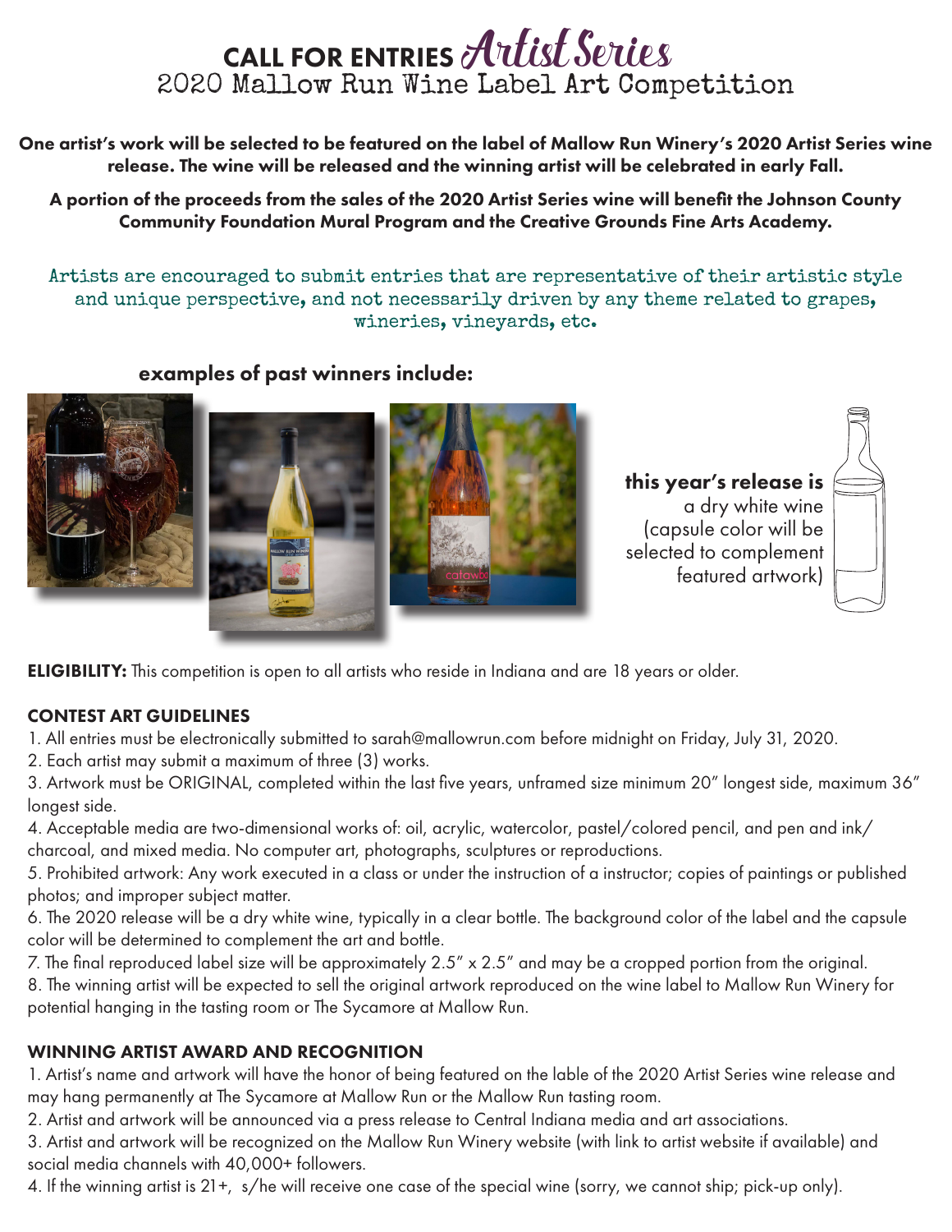# CALL FOR ENTRIES *Artist Series*

## 2020 Mallow Run Wine Label Art Competition

**One artist's work will be selected to be featured on the label of Mallow Run Winery's 2020 Artist Series wine release. The wine will be released and the winning artist will be celebrated in early Fall.**

**A portion of the proceeds from the sales of the 2020 Artist Series wine will benefit the Johnson County Community Foundation Mural Program and the Creative Grounds Fine Arts Academy.**

Artists are encouraged to submit entries that are representative of their artistic style and unique perspective, and not necessarily driven by any theme related to grapes, wineries, vineyards, etc.

**examples of past winners include:**

**this year's release is** a dry white wine (capsule color will be selected to complement featured artwork)

**ELIGIBILITY:** This competition is open to all artists who reside in Indiana and are 18 years or older.

### CONTEST ART GUIDELINES

1. All entries must be electronically submitted to sarah@mallowrun.com before midnight on Friday, July 31, 2020.
2. Each artist may submit a maximum of three (3) works.
3. Artwork must be ORIGINAL, completed within the last five years, unframed size minimum 20" longest side, maximum 36" longest side.
4. Acceptable media are two-dimensional works of: oil, acrylic, watercolor, pastel/colored pencil, and pen and ink/charcoal, and mixed media. No computer art, photographs, sculptures or reproductions.
5. Prohibited artwork: Any work executed in a class or under the instruction of a instructor; copies of paintings or published photos; and improper subject matter.
6. The 2020 release will be a dry white wine, typically in a clear bottle. The background color of the label and the capsule color will be determined to complement the art and bottle.
7. The final reproduced label size will be approximately 2.5" x 2.5" and may be a cropped portion from the original.
8. The winning artist will be expected to sell the original artwork reproduced on the wine label to Mallow Run Winery for potential hanging in the tasting room or The Sycamore at Mallow Run.

### WINNING ARTIST AWARD AND RECOGNITION

1. Artist's name and artwork will have the honor of being featured on the lable of the 2020 Artist Series wine release and may hang permanently at The Sycamore at Mallow Run or the Mallow Run tasting room.
2. Artist and artwork will be announced via a press release to Central Indiana media and art associations.
3. Artist and artwork will be recognized on the Mallow Run Winery website (with link to artist website if available) and social media channels with 40,000+ followers.
4. If the winning artist is 21+, s/he will receive one case of the special wine (sorry, we cannot ship; pick-up only).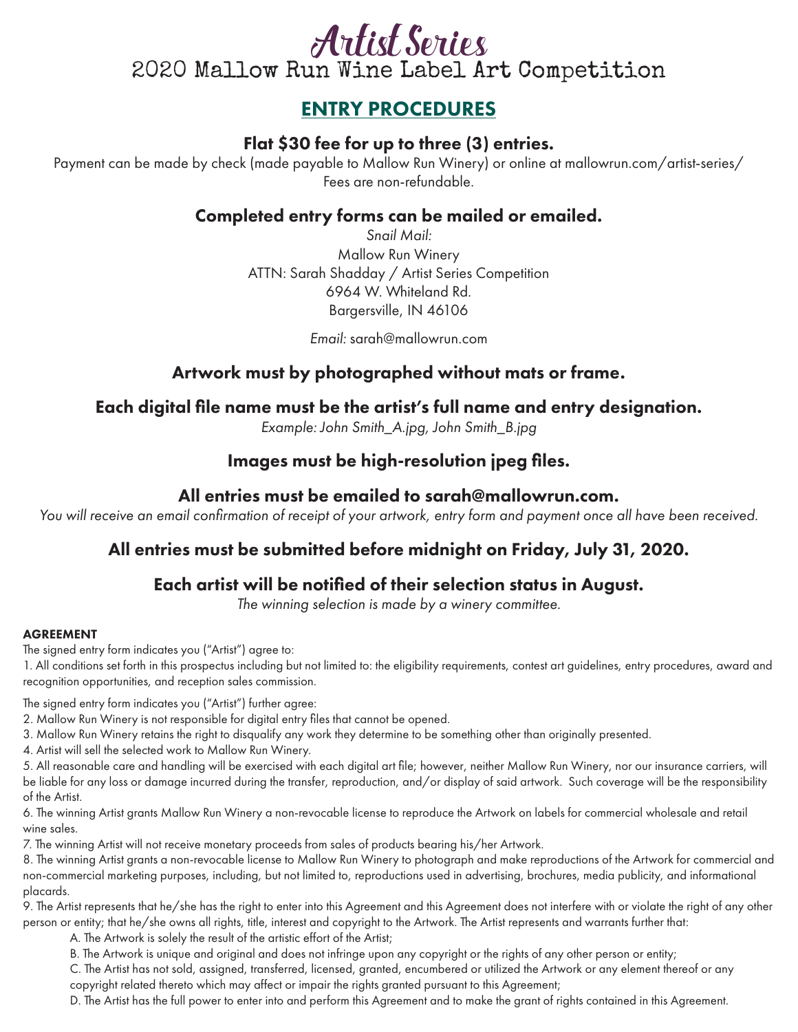# Artist Series

## 2020 Mallow Run Wine Label Art Competition

## ENTRY PROCEDURES

### Flat $30 fee for up to three (3) entries.

Payment can be made by check (made payable to Mallow Run Winery) or online at mallowrun.com/artist-series/
Fees are non-refundable.

### Completed entry forms can be mailed or emailed.

*Snail Mail:*
Mallow Run Winery
ATTN: Sarah Shadday / Artist Series Competition
6964 W. Whiteland Rd.
Bargersville, IN 46106

*Email:* sarah@mallowrun.com

### Artwork must by photographed without mats or frame.

### Each digital file name must be the artist's full name and entry designation.

*Example: John Smith_A.jpg, John Smith_B.jpg*

### Images must be high-resolution jpeg files.

### All entries must be emailed to sarah@mallowrun.com.

*You will receive an email confirmation of receipt of your artwork, entry form and payment once all have been received.*

### All entries must be submitted before midnight on Friday, July 31, 2020.

### Each artist will be notified of their selection status in August.

*The winning selection is made by a winery committee.*

**AGREEMENT**

The signed entry form indicates you ("Artist") agree to:

1. All conditions set forth in this prospectus including but not limited to: the eligibility requirements, contest art guidelines, entry procedures, award and recognition opportunities, and reception sales commission.

The signed entry form indicates you ("Artist") further agree:

2. Mallow Run Winery is not responsible for digital entry files that cannot be opened.
3. Mallow Run Winery retains the right to disqualify any work they determine to be something other than originally presented.
4. Artist will sell the selected work to Mallow Run Winery.
5. All reasonable care and handling will be exercised with each digital art file; however, neither Mallow Run Winery, nor our insurance carriers, will be liable for any loss or damage incurred during the transfer, reproduction, and/or display of said artwork. Such coverage will be the responsibility of the Artist.
6. The winning Artist grants Mallow Run Winery a non-revocable license to reproduce the Artwork on labels for commercial wholesale and retail wine sales.
7. The winning Artist will not receive monetary proceeds from sales of products bearing his/her Artwork.
8. The winning Artist grants a non-revocable license to Mallow Run Winery to photograph and make reproductions of the Artwork for commercial and non-commercial marketing purposes, including, but not limited to, reproductions used in advertising, brochures, media publicity, and informational placards.
9. The Artist represents that he/she has the right to enter into this Agreement and this Agreement does not interfere with or violate the right of any other person or entity; that he/she owns all rights, title, interest and copyright to the Artwork. The Artist represents and warrants further that:
   A. The Artwork is solely the result of the artistic effort of the Artist;
   B. The Artwork is unique and original and does not infringe upon any copyright or the rights of any other person or entity;
   C. The Artist has not sold, assigned, transferred, licensed, granted, encumbered or utilized the Artwork or any element thereof or any copyright related thereto which may affect or impair the rights granted pursuant to this Agreement;
   D. The Artist has the full power to enter into and perform this Agreement and to make the grant of rights contained in this Agreement.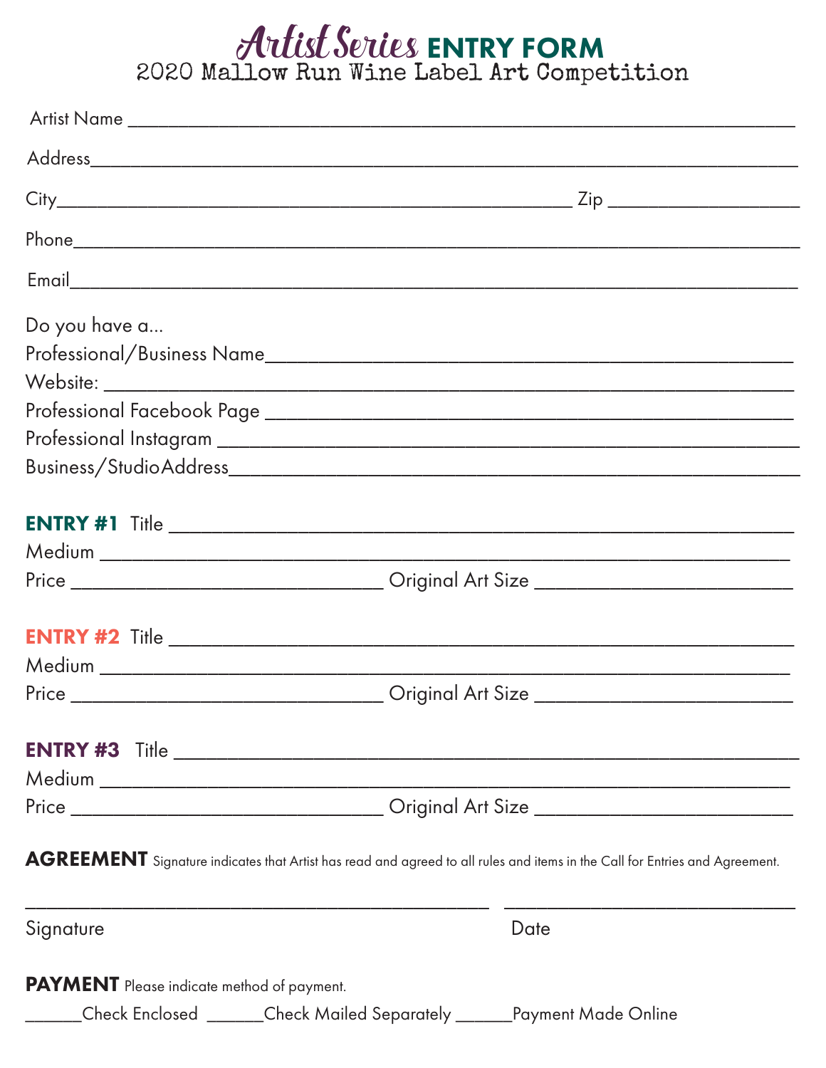# Artist Series ENTRY FORM
## 2020 Mallow Run Wine Label Art Competition

Artist Name ______________________________________________

Address______________________________________________

City__________________________________ Zip ______________

Phone______________________________________________

Email______________________________________________

Do you have a...

Professional/Business Name________________________________

Website: ______________________________________________

Professional Facebook Page ________________________________

Professional Instagram ____________________________________

Business/StudioAddress____________________________________

**ENTRY #1** Title ______________________________________________

Medium ______________________________________________

Price ______________________ Original Art Size ______________________

**ENTRY #2** Title ______________________________________________

Medium ______________________________________________

Price ______________________ Original Art Size ______________________

**ENTRY #3** Title ______________________________________________

Medium ______________________________________________

Price ______________________ Original Art Size ______________________

**AGREEMENT** Signature indicates that Artist has read and agreed to all rules and items in the Call for Entries and Agreement.

______________________________________ ______________________

Signature Date

**PAYMENT** Please indicate method of payment.

______Check Enclosed ______Check Mailed Separately ______Payment Made Online